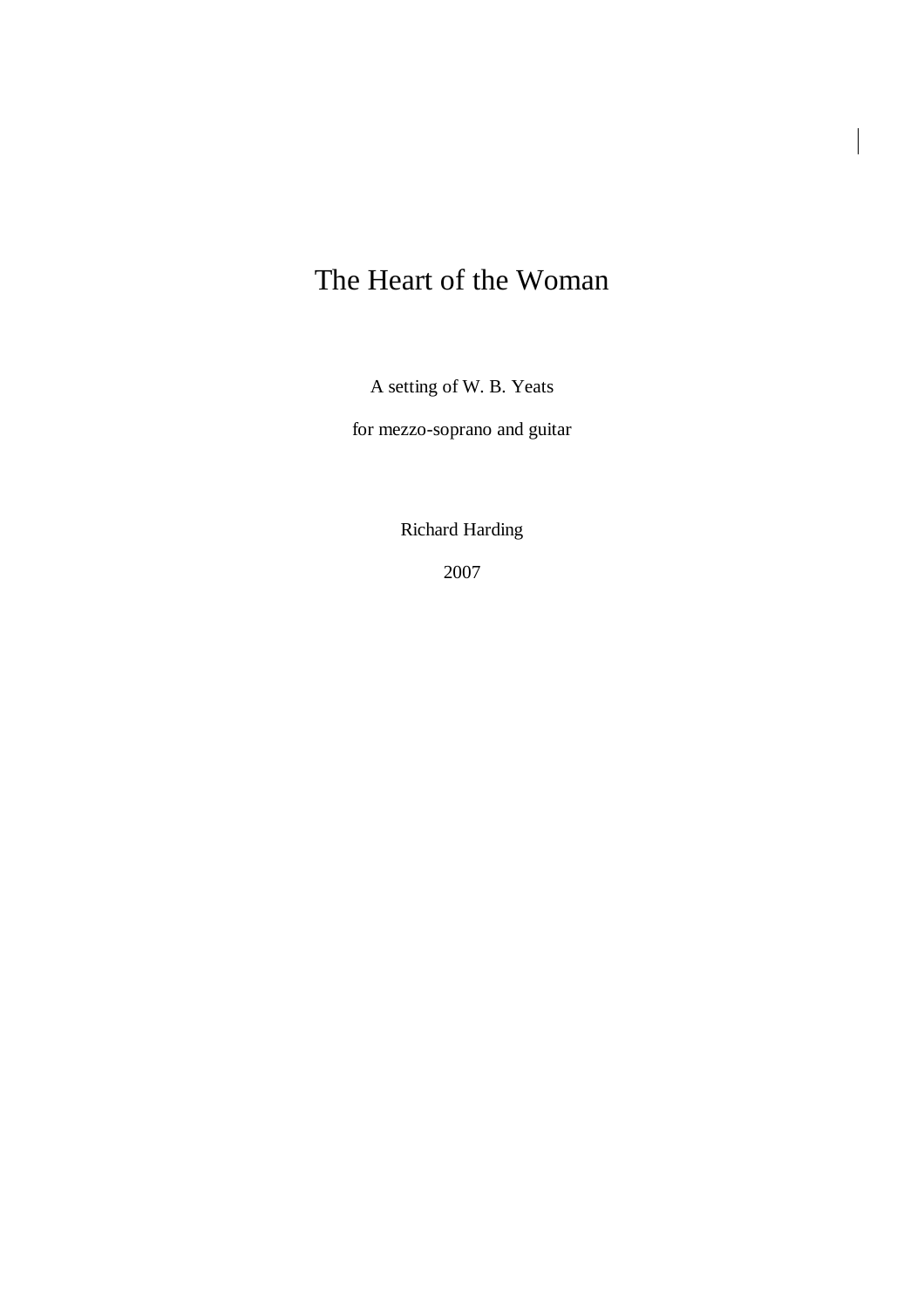# The Heart of the Woman

A setting of W. B. Yeats

for mezzo-soprano and guitar

Richard Harding

2007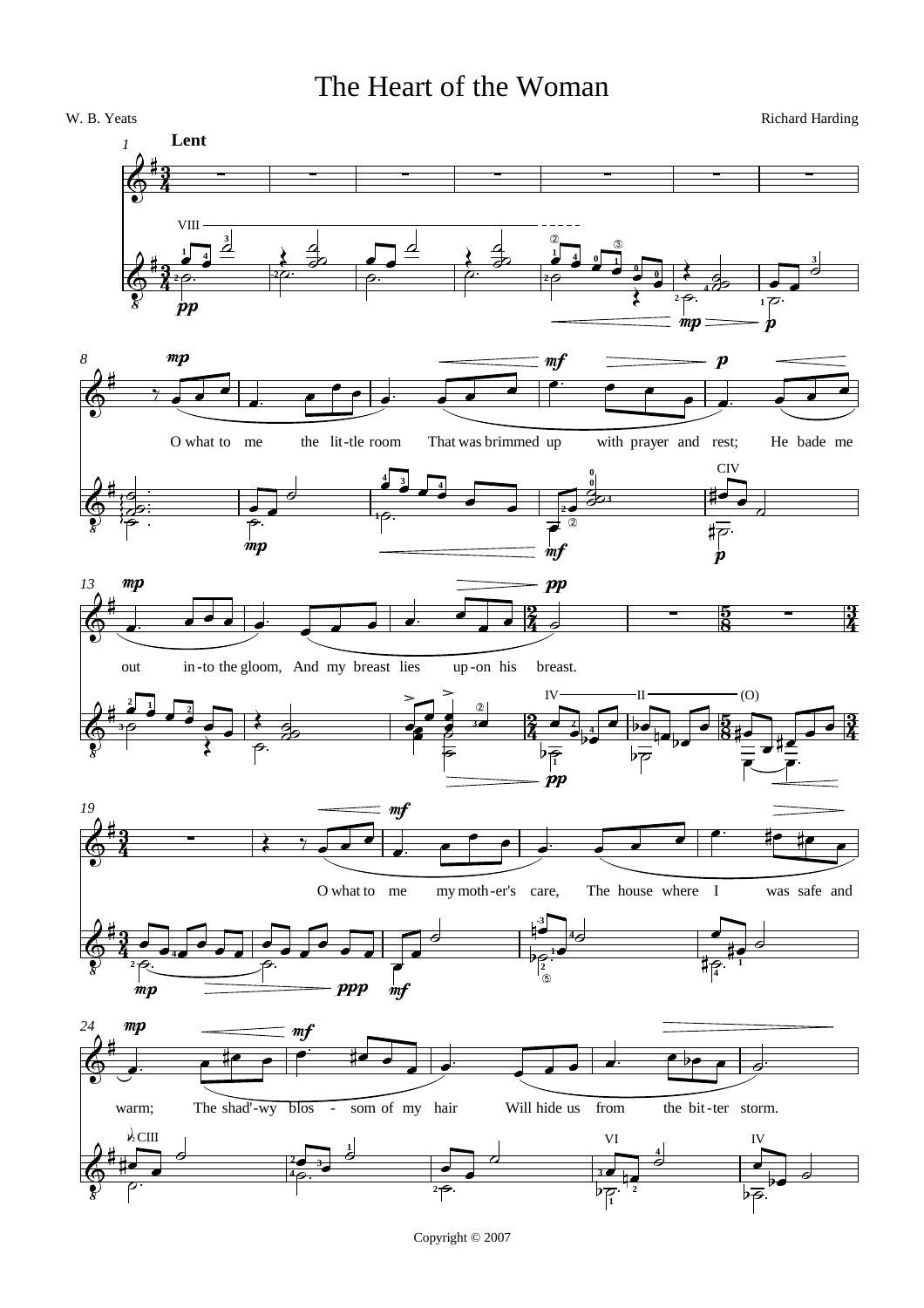# The Heart of the Woman

W. B. Yeats

Richard Harding

Lent

O what to me the lit-tle room That was brimmed up with prayer and rest; He bade me out in-to the gloom, And my breast lies up-on his breast.

O what to me my moth-er's care, The house where I was safe and warm; The shad'-wy blos - som of my hair Will hide us from the bit-ter storm.

Copyright © 2007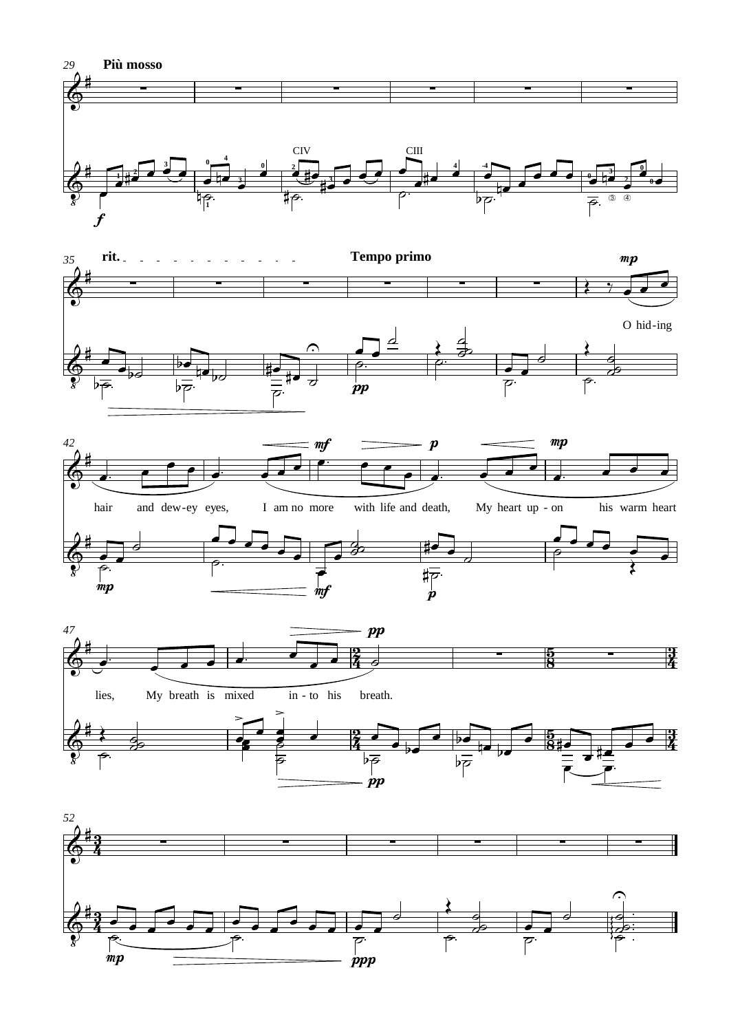29 **Più mosso**

CIV CIII

35 **rit.** **Tempo primo**

O hid-ing

42

hair and dew-ey eyes, I am no more with life and death, My heart up - on his warm heart

47

lies, My breath is mixed in - to his breath.

52